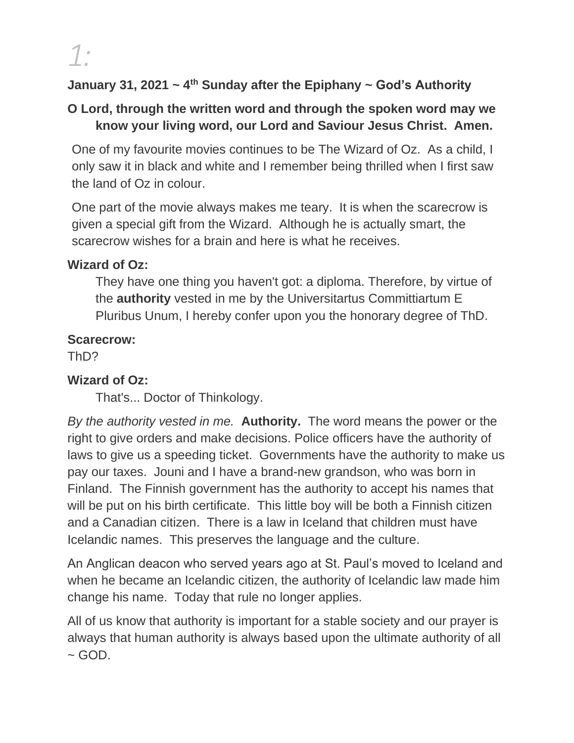*1:*

**January 31, 2021 ~ 4th Sunday after the Epiphany ~ God's Authority**

**O Lord, through the written word and through the spoken word may we know your living word, our Lord and Saviour Jesus Christ. Amen.**

One of my favourite movies continues to be The Wizard of Oz. As a child, I only saw it in black and white and I remember being thrilled when I first saw the land of Oz in colour.

One part of the movie always makes me teary. It is when the scarecrow is given a special gift from the Wizard. Although he is actually smart, the scarecrow wishes for a brain and here is what he receives.

**Wizard of Oz:**

They have one thing you haven't got: a diploma. Therefore, by virtue of the **authority** vested in me by the Universitartus Committiartum E Pluribus Unum, I hereby confer upon you the honorary degree of ThD.

**Scarecrow:**

ThD?

**Wizard of Oz:**

That's... Doctor of Thinkology.

*By the authority vested in me.* **Authority.** The word means the power or the right to give orders and make decisions. Police officers have the authority of laws to give us a speeding ticket. Governments have the authority to make us pay our taxes. Jouni and I have a brand-new grandson, who was born in Finland. The Finnish government has the authority to accept his names that will be put on his birth certificate. This little boy will be both a Finnish citizen and a Canadian citizen. There is a law in Iceland that children must have Icelandic names. This preserves the language and the culture.

An Anglican deacon who served years ago at St. Paul's moved to Iceland and when he became an Icelandic citizen, the authority of Icelandic law made him change his name. Today that rule no longer applies.

All of us know that authority is important for a stable society and our prayer is always that human authority is always based upon the ultimate authority of all ~ GOD.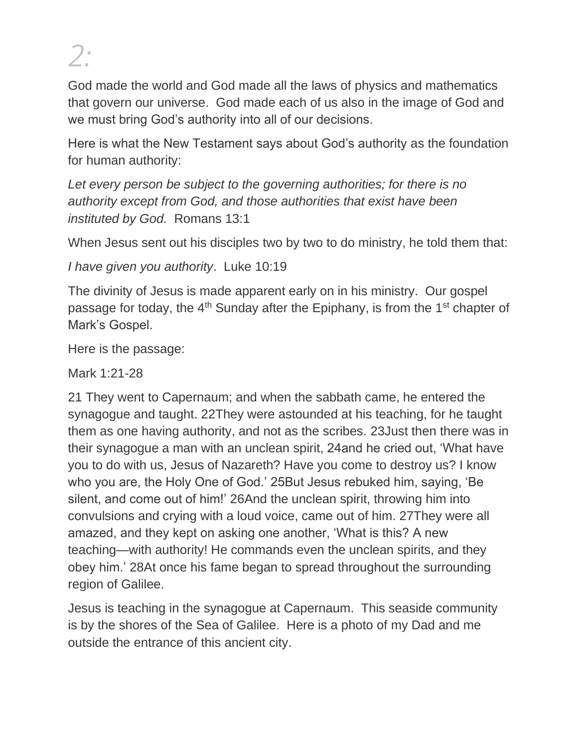# *2:*

God made the world and God made all the laws of physics and mathematics that govern our universe. God made each of us also in the image of God and we must bring God's authority into all of our decisions.

Here is what the New Testament says about God's authority as the foundation for human authority:

*Let every person be subject to the governing authorities; for there is no authority except from God, and those authorities that exist have been instituted by God.* Romans 13:1

When Jesus sent out his disciples two by two to do ministry, he told them that:

*I have given you authority*. Luke 10:19

The divinity of Jesus is made apparent early on in his ministry. Our gospel passage for today, the 4th Sunday after the Epiphany, is from the 1st chapter of Mark's Gospel.

Here is the passage:

Mark 1:21-28

21 They went to Capernaum; and when the sabbath came, he entered the synagogue and taught. 22They were astounded at his teaching, for he taught them as one having authority, and not as the scribes. 23Just then there was in their synagogue a man with an unclean spirit, 24and he cried out, 'What have you to do with us, Jesus of Nazareth? Have you come to destroy us? I know who you are, the Holy One of God.' 25But Jesus rebuked him, saying, 'Be silent, and come out of him!' 26And the unclean spirit, throwing him into convulsions and crying with a loud voice, came out of him. 27They were all amazed, and they kept on asking one another, 'What is this? A new teaching—with authority! He commands even the unclean spirits, and they obey him.' 28At once his fame began to spread throughout the surrounding region of Galilee.

Jesus is teaching in the synagogue at Capernaum. This seaside community is by the shores of the Sea of Galilee. Here is a photo of my Dad and me outside the entrance of this ancient city.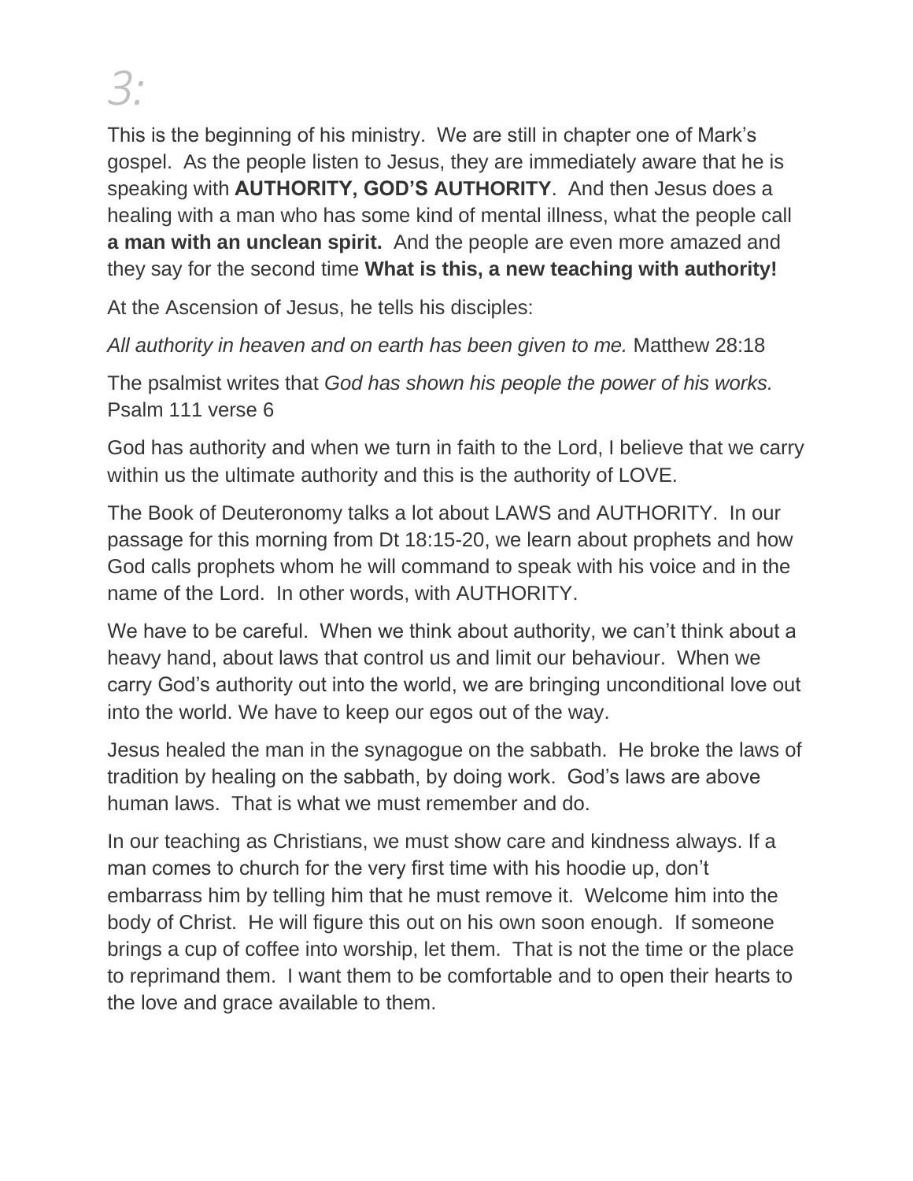*3:*

This is the beginning of his ministry. We are still in chapter one of Mark's gospel. As the people listen to Jesus, they are immediately aware that he is speaking with **AUTHORITY, GOD'S AUTHORITY**. And then Jesus does a healing with a man who has some kind of mental illness, what the people call **a man with an unclean spirit.** And the people are even more amazed and they say for the second time **What is this, a new teaching with authority!**

At the Ascension of Jesus, he tells his disciples:

*All authority in heaven and on earth has been given to me.* Matthew 28:18

The psalmist writes that *God has shown his people the power of his works.* Psalm 111 verse 6

God has authority and when we turn in faith to the Lord, I believe that we carry within us the ultimate authority and this is the authority of LOVE.

The Book of Deuteronomy talks a lot about LAWS and AUTHORITY. In our passage for this morning from Dt 18:15-20, we learn about prophets and how God calls prophets whom he will command to speak with his voice and in the name of the Lord. In other words, with AUTHORITY.

We have to be careful. When we think about authority, we can't think about a heavy hand, about laws that control us and limit our behaviour. When we carry God's authority out into the world, we are bringing unconditional love out into the world. We have to keep our egos out of the way.

Jesus healed the man in the synagogue on the sabbath. He broke the laws of tradition by healing on the sabbath, by doing work. God's laws are above human laws. That is what we must remember and do.

In our teaching as Christians, we must show care and kindness always. If a man comes to church for the very first time with his hoodie up, don't embarrass him by telling him that he must remove it. Welcome him into the body of Christ. He will figure this out on his own soon enough. If someone brings a cup of coffee into worship, let them. That is not the time or the place to reprimand them. I want them to be comfortable and to open their hearts to the love and grace available to them.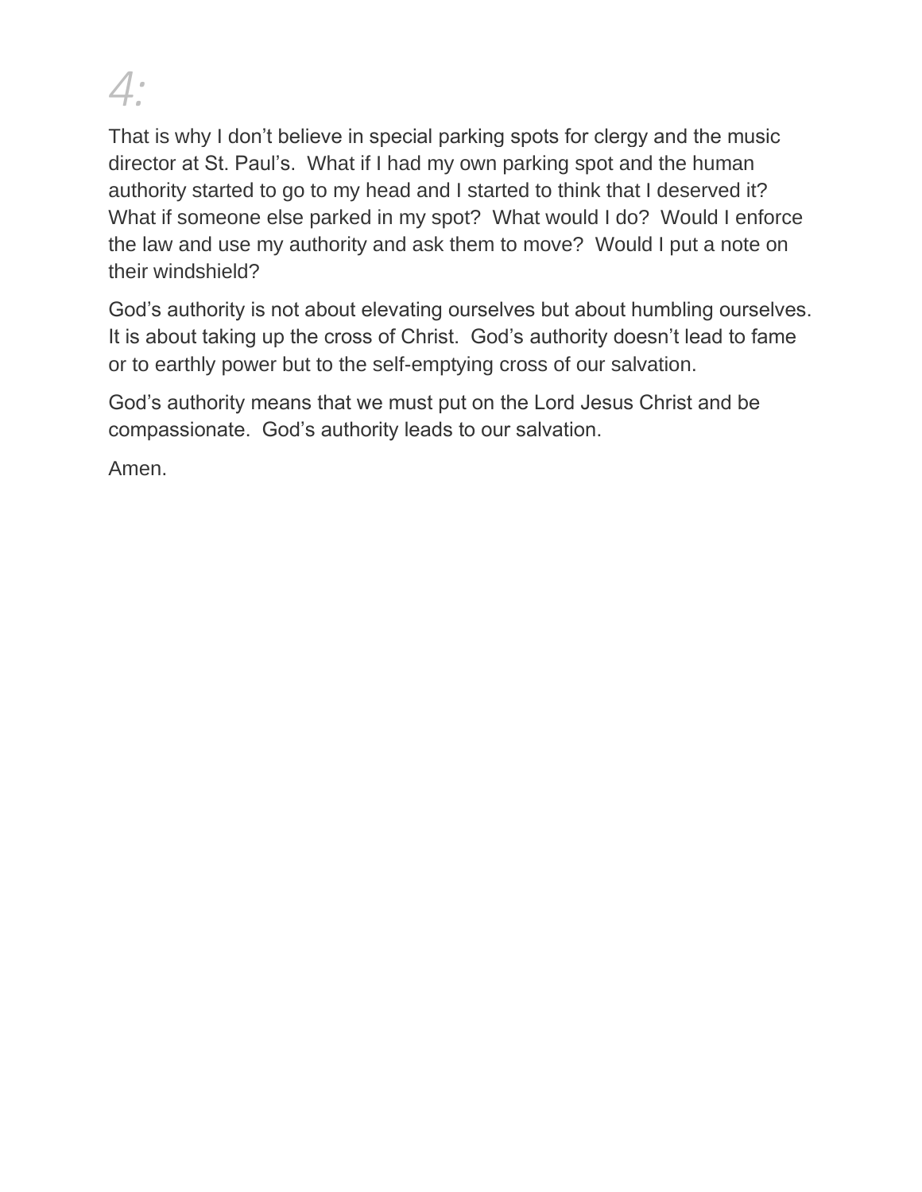That is why I don’t believe in special parking spots for clergy and the music director at St. Paul’s. What if I had my own parking spot and the human authority started to go to my head and I started to think that I deserved it? What if someone else parked in my spot? What would I do? Would I enforce the law and use my authority and ask them to move? Would I put a note on their windshield?

God’s authority is not about elevating ourselves but about humbling ourselves. It is about taking up the cross of Christ. God’s authority doesn’t lead to fame or to earthly power but to the self-emptying cross of our salvation.

God’s authority means that we must put on the Lord Jesus Christ and be compassionate. God’s authority leads to our salvation.

Amen.